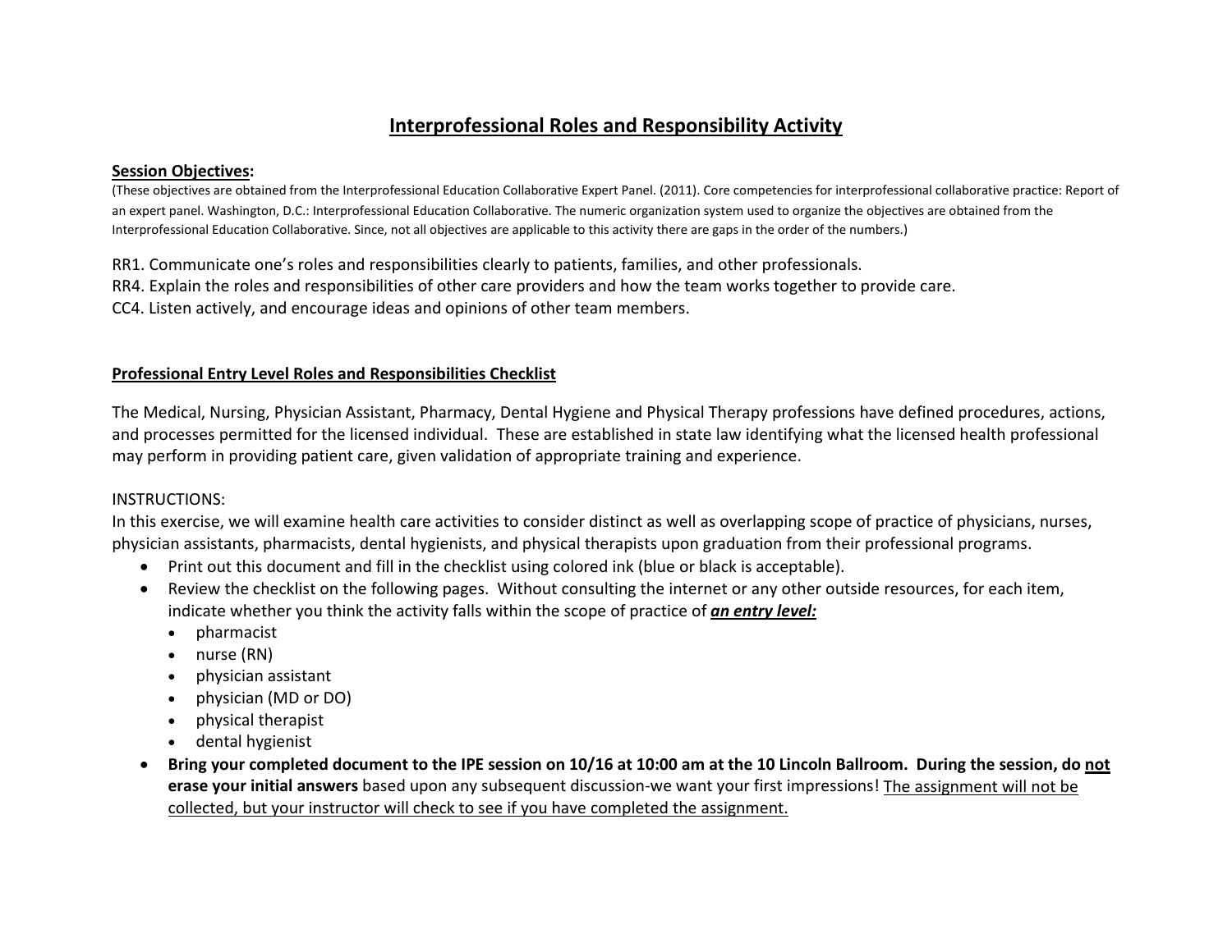# <u>Interprofessional Roles and Responsibility Activity</u>

**<u>Session Objectives</u>:**

(These objectives are obtained from the Interprofessional Education Collaborative Expert Panel. (2011). Core competencies for interprofessional collaborative practice: Report of an expert panel. Washington, D.C.: Interprofessional Education Collaborative. The numeric organization system used to organize the objectives are obtained from the Interprofessional Education Collaborative. Since, not all objectives are applicable to this activity there are gaps in the order of the numbers.)

RR1. Communicate one's roles and responsibilities clearly to patients, families, and other professionals.
RR4. Explain the roles and responsibilities of other care providers and how the team works together to provide care.
CC4. Listen actively, and encourage ideas and opinions of other team members.

**<u>Professional Entry Level Roles and Responsibilities Checklist</u>**

The Medical, Nursing, Physician Assistant, Pharmacy, Dental Hygiene and Physical Therapy professions have defined procedures, actions, and processes permitted for the licensed individual. These are established in state law identifying what the licensed health professional may perform in providing patient care, given validation of appropriate training and experience.

INSTRUCTIONS:
In this exercise, we will examine health care activities to consider distinct as well as overlapping scope of practice of physicians, nurses, physician assistants, pharmacists, dental hygienists, and physical therapists upon graduation from their professional programs.

- Print out this document and fill in the checklist using colored ink (blue or black is acceptable).
- Review the checklist on the following pages. Without consulting the internet or any other outside resources, for each item, indicate whether you think the activity falls within the scope of practice of ***<u>an entry level:</u>***
  - pharmacist
  - nurse (RN)
  - physician assistant
  - physician (MD or DO)
  - physical therapist
  - dental hygienist
- **Bring your completed document to the IPE session on 10/16 at 10:00 am at the 10 Lincoln Ballroom. During the session, do <u>not</u> erase your initial answers** based upon any subsequent discussion-we want your first impressions! <u>The assignment will not be collected, but your instructor will check to see if you have completed the assignment.</u>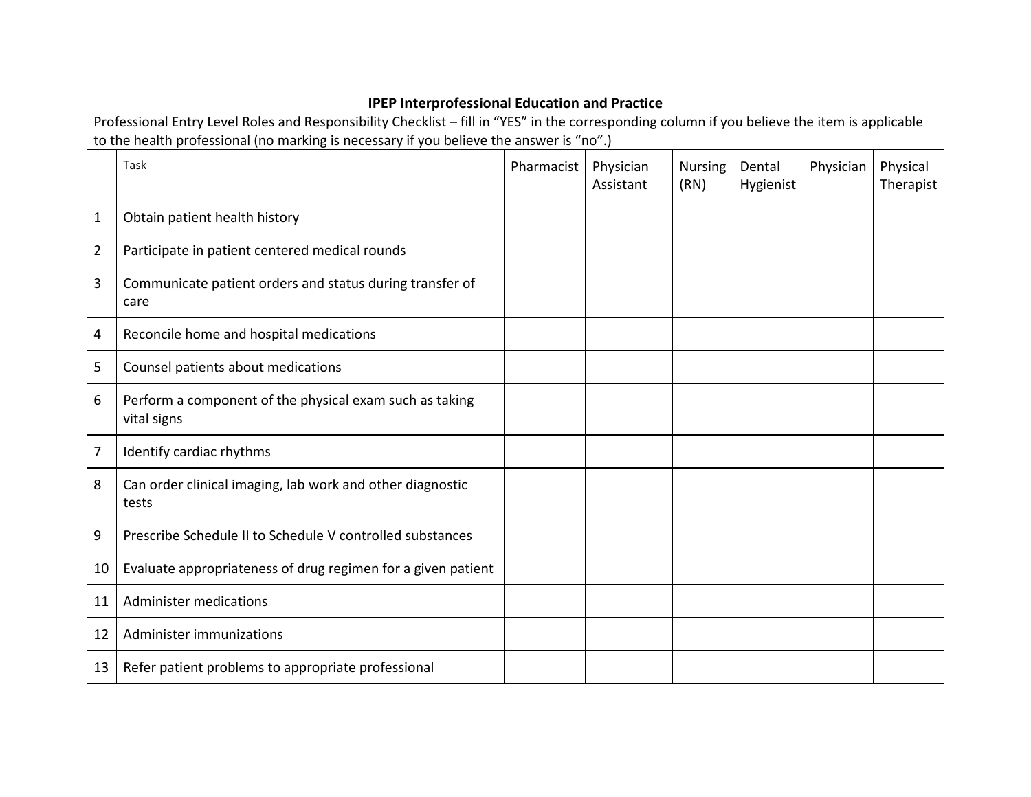**IPEP Interprofessional Education and Practice**

Professional Entry Level Roles and Responsibility Checklist – fill in "YES" in the corresponding column if you believe the item is applicable to the health professional (no marking is necessary if you believe the answer is "no".)

| | Task | Pharmacist | Physician Assistant | Nursing (RN) | Dental Hygienist | Physician | Physical Therapist |
|---|---|---|---|---|---|---|---|
| 1 | Obtain patient health history | | | | | | |
| 2 | Participate in patient centered medical rounds | | | | | | |
| 3 | Communicate patient orders and status during transfer of care | | | | | | |
| 4 | Reconcile home and hospital medications | | | | | | |
| 5 | Counsel patients about medications | | | | | | |
| 6 | Perform a component of the physical exam such as taking vital signs | | | | | | |
| 7 | Identify cardiac rhythms | | | | | | |
| 8 | Can order clinical imaging, lab work and other diagnostic tests | | | | | | |
| 9 | Prescribe Schedule II to Schedule V controlled substances | | | | | | |
| 10 | Evaluate appropriateness of drug regimen for a given patient | | | | | | |
| 11 | Administer medications | | | | | | |
| 12 | Administer immunizations | | | | | | |
| 13 | Refer patient problems to appropriate professional | | | | | | |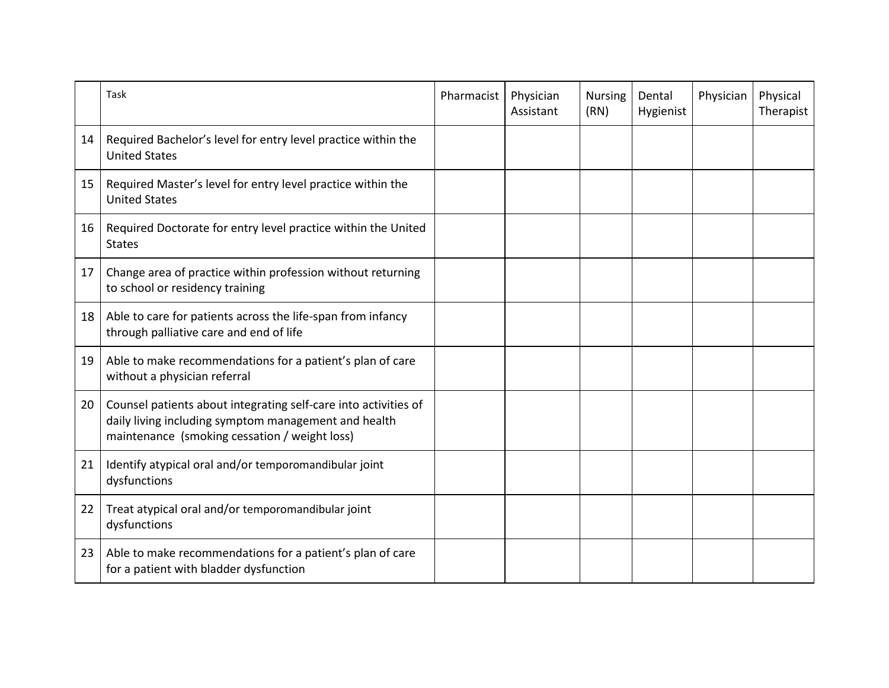| | Task | Pharmacist | Physician Assistant | Nursing (RN) | Dental Hygienist | Physician | Physical Therapist |
|---|---|---|---|---|---|---|---|
| 14 | Required Bachelor's level for entry level practice within the United States | | | | | | |
| 15 | Required Master's level for entry level practice within the United States | | | | | | |
| 16 | Required Doctorate for entry level practice within the United States | | | | | | |
| 17 | Change area of practice within profession without returning to school or residency training | | | | | | |
| 18 | Able to care for patients across the life-span from infancy through palliative care and end of life | | | | | | |
| 19 | Able to make recommendations for a patient's plan of care without a physician referral | | | | | | |
| 20 | Counsel patients about integrating self-care into activities of daily living including symptom management and health maintenance (smoking cessation / weight loss) | | | | | | |
| 21 | Identify atypical oral and/or temporomandibular joint dysfunctions | | | | | | |
| 22 | Treat atypical oral and/or temporomandibular joint dysfunctions | | | | | | |
| 23 | Able to make recommendations for a patient's plan of care for a patient with bladder dysfunction | | | | | | |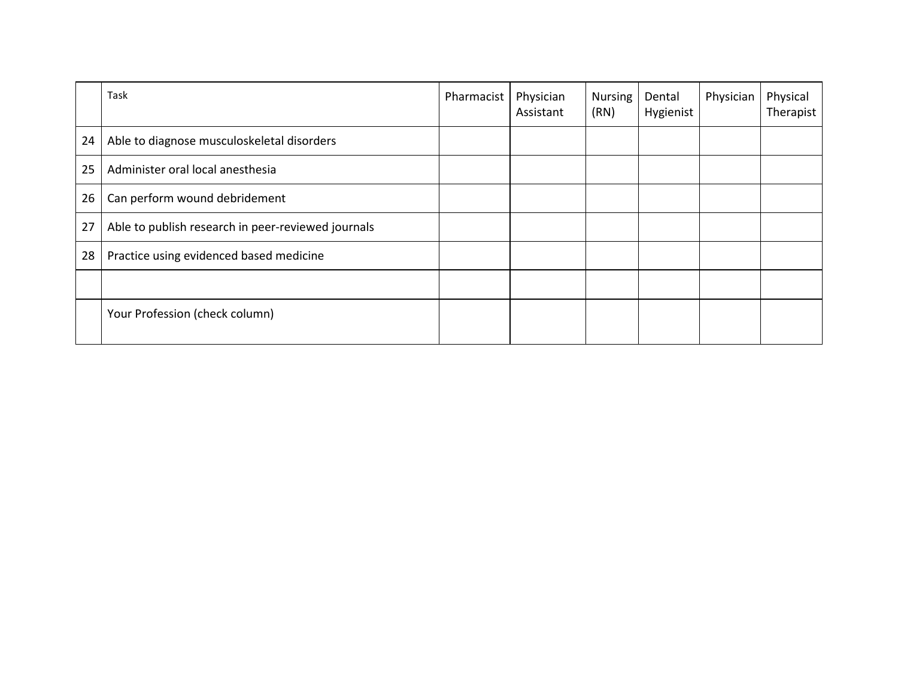| | Task | Pharmacist | Physician Assistant | Nursing (RN) | Dental Hygienist | Physician | Physical Therapist |
|---|---|---|---|---|---|---|---|
| 24 | Able to diagnose musculoskeletal disorders | | | | | | |
| 25 | Administer oral local anesthesia | | | | | | |
| 26 | Can perform wound debridement | | | | | | |
| 27 | Able to publish research in peer-reviewed journals | | | | | | |
| 28 | Practice using evidenced based medicine | | | | | | |
| | | | | | | | |
| | Your Profession (check column) | | | | | | |